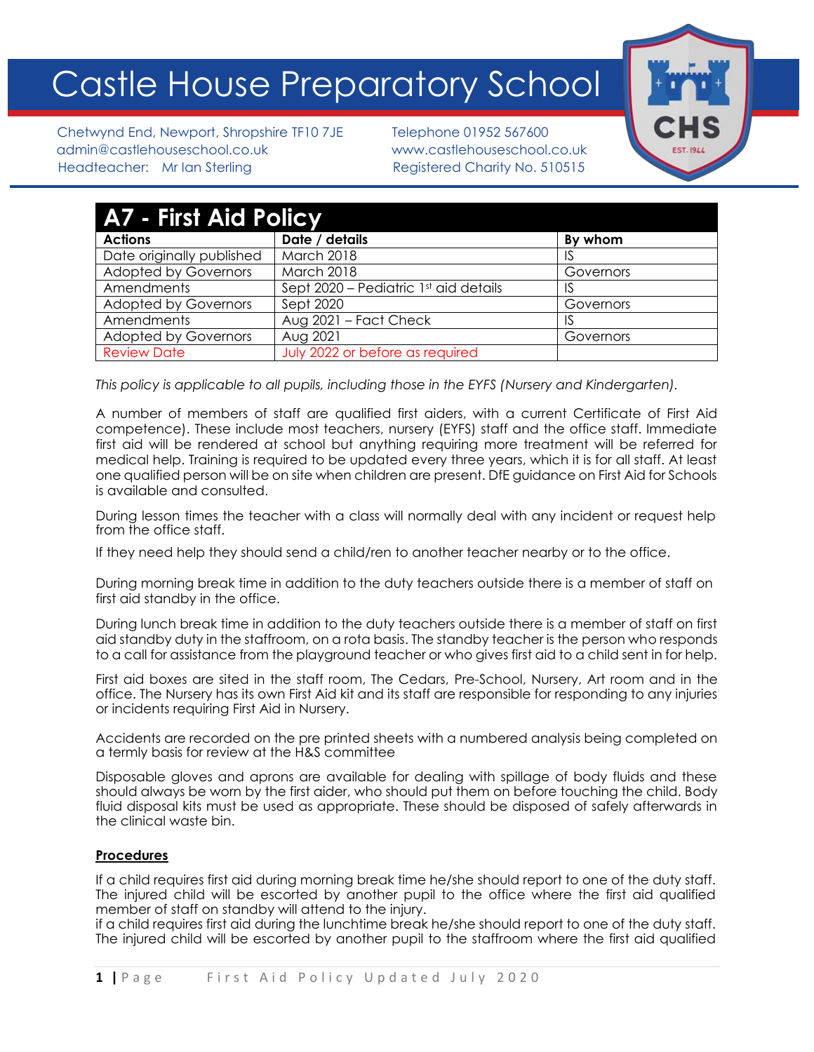# Castle House Preparatory School

Chetwynd End, Newport, Shropshire TF10 7JE
admin@castlehouseschool.co.uk
Headteacher: Mr Ian Sterling

Telephone 01952 567600
www.castlehouseschool.co.uk
Registered Charity No. 510515

## A7 - First Aid Policy

| Actions | Date / details | By whom |
|---|---|---|
| Date originally published | March 2018 | IS |
| Adopted by Governors | March 2018 | Governors |
| Amendments | Sept 2020 – Pediatric 1st aid details | IS |
| Adopted by Governors | Sept 2020 | Governors |
| Amendments | Aug 2021 – Fact Check | IS |
| Adopted by Governors | Aug 2021 | Governors |
| Review Date | July 2022 or before as required | |

*This policy is applicable to all pupils, including those in the EYFS (Nursery and Kindergarten).*

A number of members of staff are qualified first aiders, with a current Certificate of First Aid competence). These include most teachers, nursery (EYFS) staff and the office staff. Immediate first aid will be rendered at school but anything requiring more treatment will be referred for medical help. Training is required to be updated every three years, which it is for all staff. At least one qualified person will be on site when children are present. DfE guidance on First Aid for Schools is available and consulted.

During lesson times the teacher with a class will normally deal with any incident or request help from the office staff.

If they need help they should send a child/ren to another teacher nearby or to the office.

During morning break time in addition to the duty teachers outside there is a member of staff on first aid standby in the office.

During lunch break time in addition to the duty teachers outside there is a member of staff on first aid standby duty in the staffroom, on a rota basis. The standby teacher is the person who responds to a call for assistance from the playground teacher or who gives first aid to a child sent in for help.

First aid boxes are sited in the staff room, The Cedars, Pre-School, Nursery, Art room and in the office. The Nursery has its own First Aid kit and its staff are responsible for responding to any injuries or incidents requiring First Aid in Nursery.

Accidents are recorded on the pre printed sheets with a numbered analysis being completed on a termly basis for review at the H&S committee

Disposable gloves and aprons are available for dealing with spillage of body fluids and these should always be worn by the first aider, who should put them on before touching the child. Body fluid disposal kits must be used as appropriate. These should be disposed of safely afterwards in the clinical waste bin.

**Procedures**

If a child requires first aid during morning break time he/she should report to one of the duty staff. The injured child will be escorted by another pupil to the office where the first aid qualified member of staff on standby will attend to the injury.
if a child requires first aid during the lunchtime break he/she should report to one of the duty staff. The injured child will be escorted by another pupil to the staffroom where the first aid qualified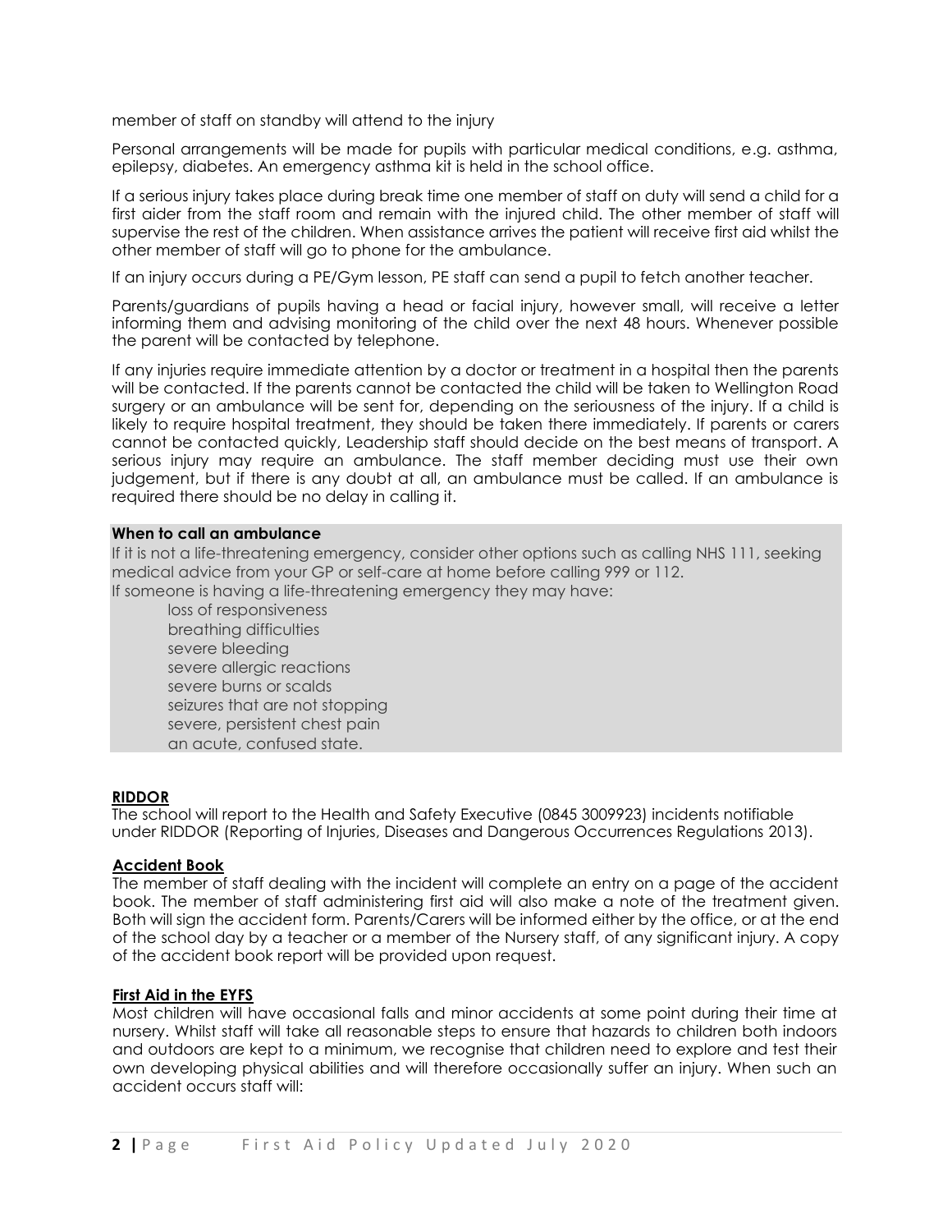member of staff on standby will attend to the injury

Personal arrangements will be made for pupils with particular medical conditions, e.g. asthma, epilepsy, diabetes. An emergency asthma kit is held in the school office.

If a serious injury takes place during break time one member of staff on duty will send a child for a first aider from the staff room and remain with the injured child. The other member of staff will supervise the rest of the children. When assistance arrives the patient will receive first aid whilst the other member of staff will go to phone for the ambulance.

If an injury occurs during a PE/Gym lesson, PE staff can send a pupil to fetch another teacher.

Parents/guardians of pupils having a head or facial injury, however small, will receive a letter informing them and advising monitoring of the child over the next 48 hours. Whenever possible the parent will be contacted by telephone.

If any injuries require immediate attention by a doctor or treatment in a hospital then the parents will be contacted. If the parents cannot be contacted the child will be taken to Wellington Road surgery or an ambulance will be sent for, depending on the seriousness of the injury. If a child is likely to require hospital treatment, they should be taken there immediately. If parents or carers cannot be contacted quickly, Leadership staff should decide on the best means of transport. A serious injury may require an ambulance. The staff member deciding must use their own judgement, but if there is any doubt at all, an ambulance must be called. If an ambulance is required there should be no delay in calling it.

**When to call an ambulance**

If it is not a life-threatening emergency, consider other options such as calling NHS 111, seeking medical advice from your GP or self-care at home before calling 999 or 112.

If someone is having a life-threatening emergency they may have:

- loss of responsiveness
- breathing difficulties
- severe bleeding
- severe allergic reactions
- severe burns or scalds
- seizures that are not stopping
- severe, persistent chest pain
- an acute, confused state.

## RIDDOR

The school will report to the Health and Safety Executive (0845 3009923) incidents notifiable under RIDDOR (Reporting of Injuries, Diseases and Dangerous Occurrences Regulations 2013).

## Accident Book

The member of staff dealing with the incident will complete an entry on a page of the accident book. The member of staff administering first aid will also make a note of the treatment given. Both will sign the accident form. Parents/Carers will be informed either by the office, or at the end of the school day by a teacher or a member of the Nursery staff, of any significant injury. A copy of the accident book report will be provided upon request.

## First Aid in the EYFS

Most children will have occasional falls and minor accidents at some point during their time at nursery. Whilst staff will take all reasonable steps to ensure that hazards to children both indoors and outdoors are kept to a minimum, we recognise that children need to explore and test their own developing physical abilities and will therefore occasionally suffer an injury. When such an accident occurs staff will: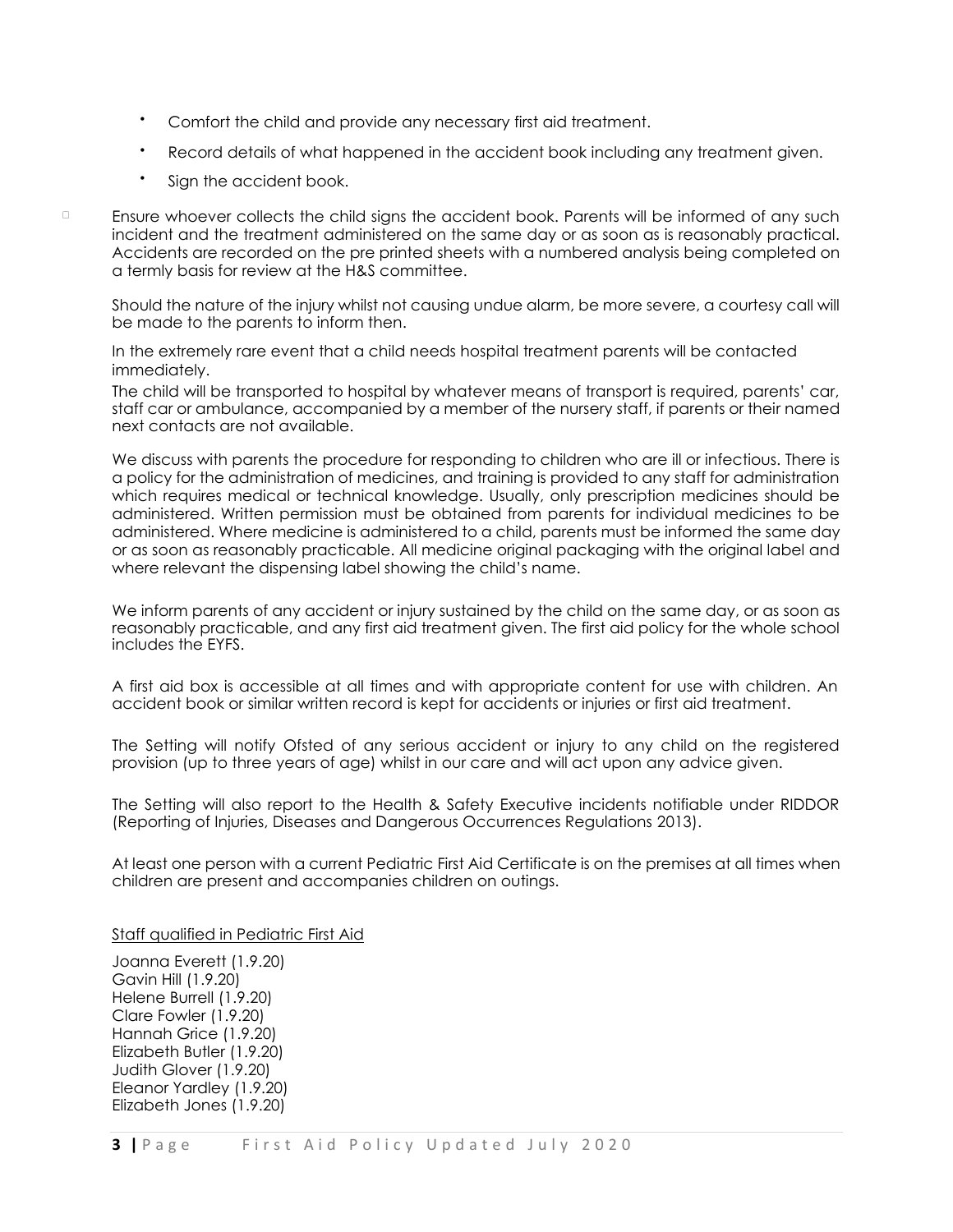- Comfort the child and provide any necessary first aid treatment.
- Record details of what happened in the accident book including any treatment given.
- Sign the accident book.

- Ensure whoever collects the child signs the accident book. Parents will be informed of any such incident and the treatment administered on the same day or as soon as is reasonably practical. Accidents are recorded on the pre printed sheets with a numbered analysis being completed on a termly basis for review at the H&S committee.

Should the nature of the injury whilst not causing undue alarm, be more severe, a courtesy call will be made to the parents to inform then.

In the extremely rare event that a child needs hospital treatment parents will be contacted immediately.
The child will be transported to hospital by whatever means of transport is required, parents' car, staff car or ambulance, accompanied by a member of the nursery staff, if parents or their named next contacts are not available.

We discuss with parents the procedure for responding to children who are ill or infectious. There is a policy for the administration of medicines, and training is provided to any staff for administration which requires medical or technical knowledge. Usually, only prescription medicines should be administered. Written permission must be obtained from parents for individual medicines to be administered. Where medicine is administered to a child, parents must be informed the same day or as soon as reasonably practicable. All medicine original packaging with the original label and where relevant the dispensing label showing the child's name.

We inform parents of any accident or injury sustained by the child on the same day, or as soon as reasonably practicable, and any first aid treatment given. The first aid policy for the whole school includes the EYFS.

A first aid box is accessible at all times and with appropriate content for use with children. An accident book or similar written record is kept for accidents or injuries or first aid treatment.

The Setting will notify Ofsted of any serious accident or injury to any child on the registered provision (up to three years of age) whilst in our care and will act upon any advice given.

The Setting will also report to the Health & Safety Executive incidents notifiable under RIDDOR (Reporting of Injuries, Diseases and Dangerous Occurrences Regulations 2013).

At least one person with a current Pediatric First Aid Certificate is on the premises at all times when children are present and accompanies children on outings.

<u>Staff qualified in Pediatric First Aid</u>

Joanna Everett (1.9.20)
Gavin Hill (1.9.20)
Helene Burrell (1.9.20)
Clare Fowler (1.9.20)
Hannah Grice (1.9.20)
Elizabeth Butler (1.9.20)
Judith Glover (1.9.20)
Eleanor Yardley (1.9.20)
Elizabeth Jones (1.9.20)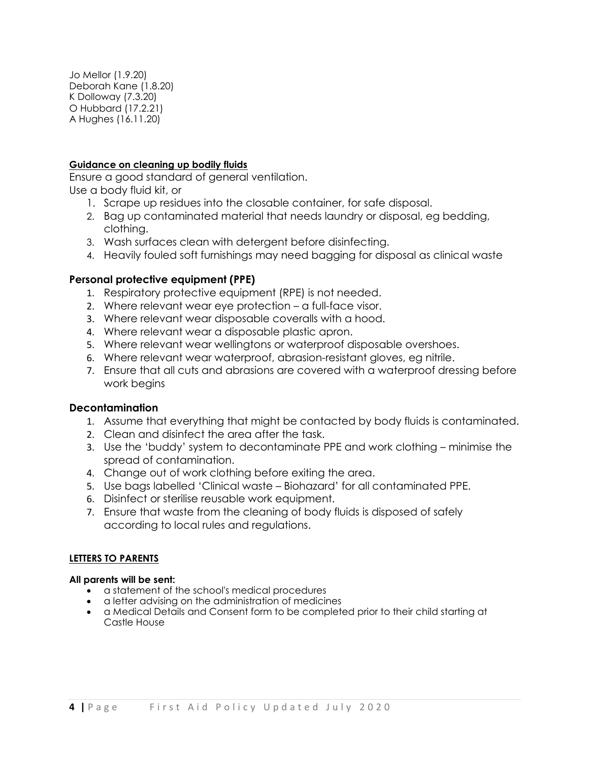Jo Mellor (1.9.20)
Deborah Kane (1.8.20)
K Dolloway (7.3.20)
O Hubbard (17.2.21)
A Hughes (16.11.20)

**Guidance on cleaning up bodily fluids**

Ensure a good standard of general ventilation.
Use a body fluid kit, or

1. Scrape up residues into the closable container, for safe disposal.
2. Bag up contaminated material that needs laundry or disposal, eg bedding, clothing.
3. Wash surfaces clean with detergent before disinfecting.
4. Heavily fouled soft furnishings may need bagging for disposal as clinical waste

### Personal protective equipment (PPE)

1. Respiratory protective equipment (RPE) is not needed.
2. Where relevant wear eye protection – a full-face visor.
3. Where relevant wear disposable coveralls with a hood.
4. Where relevant wear a disposable plastic apron.
5. Where relevant wear wellingtons or waterproof disposable overshoes.
6. Where relevant wear waterproof, abrasion-resistant gloves, eg nitrile.
7. Ensure that all cuts and abrasions are covered with a waterproof dressing before work begins

### Decontamination

1. Assume that everything that might be contacted by body fluids is contaminated.
2. Clean and disinfect the area after the task.
3. Use the 'buddy' system to decontaminate PPE and work clothing – minimise the spread of contamination.
4. Change out of work clothing before exiting the area.
5. Use bags labelled 'Clinical waste – Biohazard' for all contaminated PPE.
6. Disinfect or sterilise reusable work equipment.
7. Ensure that waste from the cleaning of body fluids is disposed of safely according to local rules and regulations.

**LETTERS TO PARENTS**

**All parents will be sent:**

- a statement of the school's medical procedures
- a letter advising on the administration of medicines
- a Medical Details and Consent form to be completed prior to their child starting at Castle House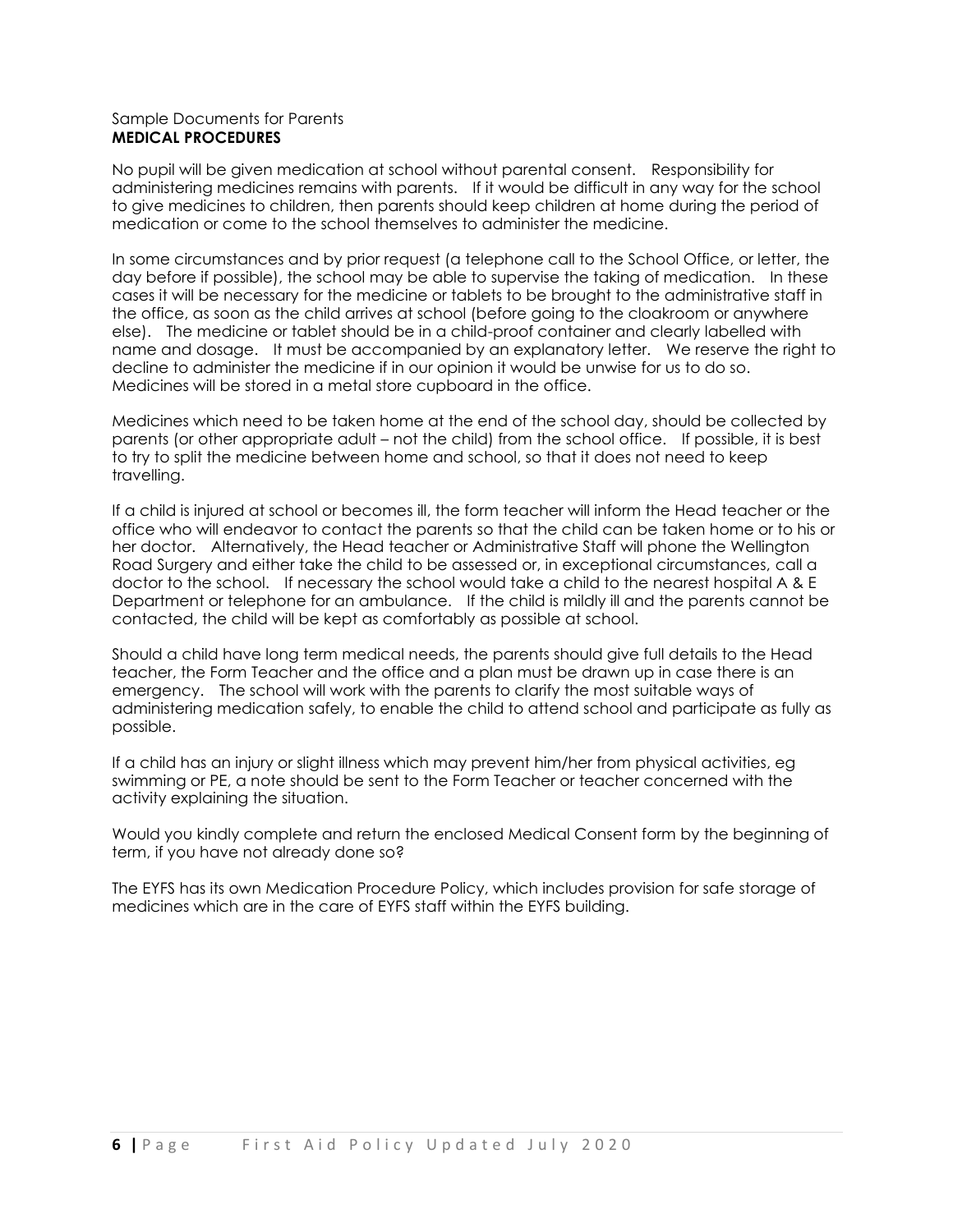Sample Documents for Parents

**MEDICAL PROCEDURES**

No pupil will be given medication at school without parental consent. Responsibility for administering medicines remains with parents. If it would be difficult in any way for the school to give medicines to children, then parents should keep children at home during the period of medication or come to the school themselves to administer the medicine.

In some circumstances and by prior request (a telephone call to the School Office, or letter, the day before if possible), the school may be able to supervise the taking of medication. In these cases it will be necessary for the medicine or tablets to be brought to the administrative staff in the office, as soon as the child arrives at school (before going to the cloakroom or anywhere else). The medicine or tablet should be in a child-proof container and clearly labelled with name and dosage. It must be accompanied by an explanatory letter. We reserve the right to decline to administer the medicine if in our opinion it would be unwise for us to do so. Medicines will be stored in a metal store cupboard in the office.

Medicines which need to be taken home at the end of the school day, should be collected by parents (or other appropriate adult – not the child) from the school office. If possible, it is best to try to split the medicine between home and school, so that it does not need to keep travelling.

If a child is injured at school or becomes ill, the form teacher will inform the Head teacher or the office who will endeavor to contact the parents so that the child can be taken home or to his or her doctor. Alternatively, the Head teacher or Administrative Staff will phone the Wellington Road Surgery and either take the child to be assessed or, in exceptional circumstances, call a doctor to the school. If necessary the school would take a child to the nearest hospital A & E Department or telephone for an ambulance. If the child is mildly ill and the parents cannot be contacted, the child will be kept as comfortably as possible at school.

Should a child have long term medical needs, the parents should give full details to the Head teacher, the Form Teacher and the office and a plan must be drawn up in case there is an emergency. The school will work with the parents to clarify the most suitable ways of administering medication safely, to enable the child to attend school and participate as fully as possible.

If a child has an injury or slight illness which may prevent him/her from physical activities, eg swimming or PE, a note should be sent to the Form Teacher or teacher concerned with the activity explaining the situation.

Would you kindly complete and return the enclosed Medical Consent form by the beginning of term, if you have not already done so?

The EYFS has its own Medication Procedure Policy, which includes provision for safe storage of medicines which are in the care of EYFS staff within the EYFS building.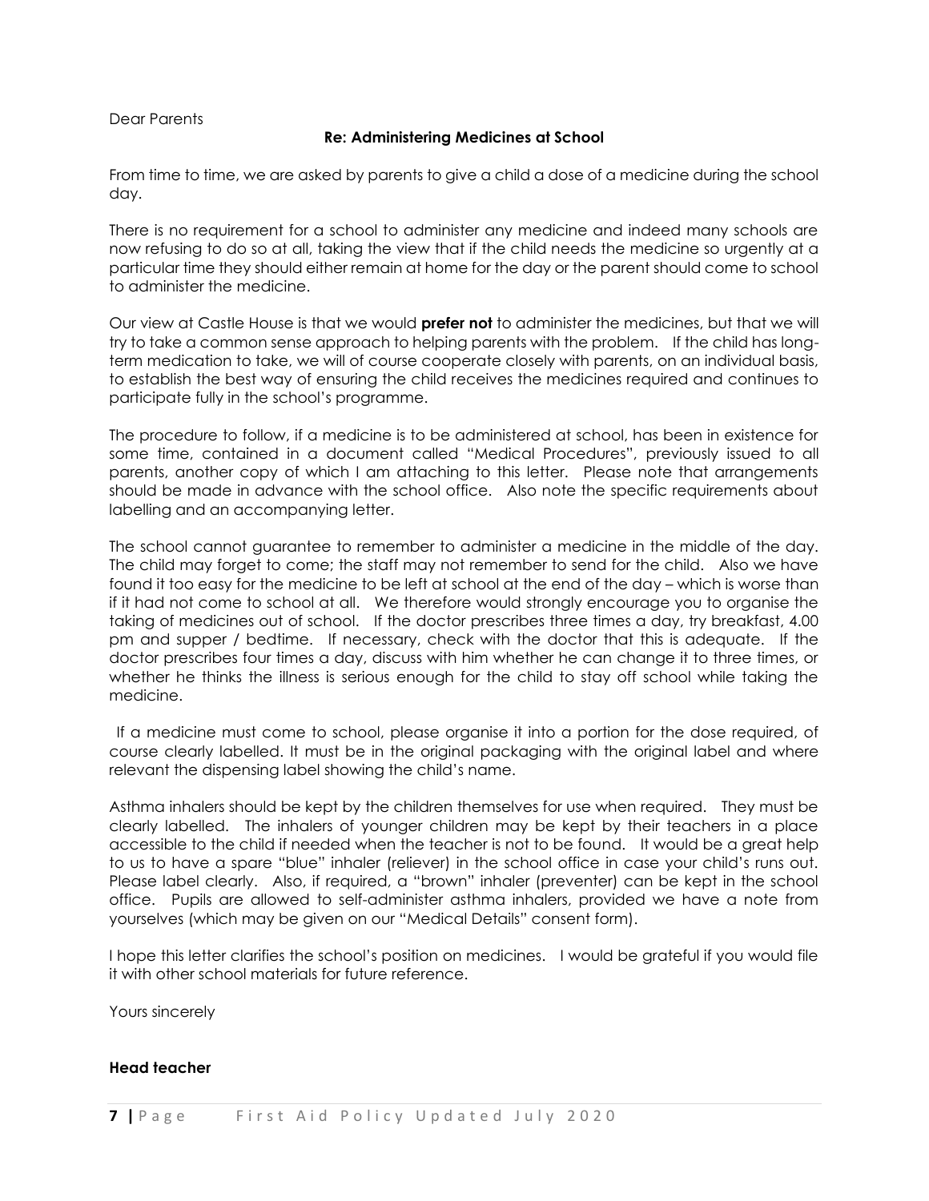Dear Parents

**Re: Administering Medicines at School**

From time to time, we are asked by parents to give a child a dose of a medicine during the school day.

There is no requirement for a school to administer any medicine and indeed many schools are now refusing to do so at all, taking the view that if the child needs the medicine so urgently at a particular time they should either remain at home for the day or the parent should come to school to administer the medicine.

Our view at Castle House is that we would **prefer not** to administer the medicines, but that we will try to take a common sense approach to helping parents with the problem. If the child has long-term medication to take, we will of course cooperate closely with parents, on an individual basis, to establish the best way of ensuring the child receives the medicines required and continues to participate fully in the school's programme.

The procedure to follow, if a medicine is to be administered at school, has been in existence for some time, contained in a document called "Medical Procedures", previously issued to all parents, another copy of which I am attaching to this letter. Please note that arrangements should be made in advance with the school office. Also note the specific requirements about labelling and an accompanying letter.

The school cannot guarantee to remember to administer a medicine in the middle of the day. The child may forget to come; the staff may not remember to send for the child. Also we have found it too easy for the medicine to be left at school at the end of the day – which is worse than if it had not come to school at all. We therefore would strongly encourage you to organise the taking of medicines out of school. If the doctor prescribes three times a day, try breakfast, 4.00 pm and supper / bedtime. If necessary, check with the doctor that this is adequate. If the doctor prescribes four times a day, discuss with him whether he can change it to three times, or whether he thinks the illness is serious enough for the child to stay off school while taking the medicine.

If a medicine must come to school, please organise it into a portion for the dose required, of course clearly labelled. It must be in the original packaging with the original label and where relevant the dispensing label showing the child's name.

Asthma inhalers should be kept by the children themselves for use when required. They must be clearly labelled. The inhalers of younger children may be kept by their teachers in a place accessible to the child if needed when the teacher is not to be found. It would be a great help to us to have a spare "blue" inhaler (reliever) in the school office in case your child's runs out. Please label clearly. Also, if required, a "brown" inhaler (preventer) can be kept in the school office. Pupils are allowed to self-administer asthma inhalers, provided we have a note from yourselves (which may be given on our "Medical Details" consent form).

I hope this letter clarifies the school's position on medicines. I would be grateful if you would file it with other school materials for future reference.

Yours sincerely

**Head teacher**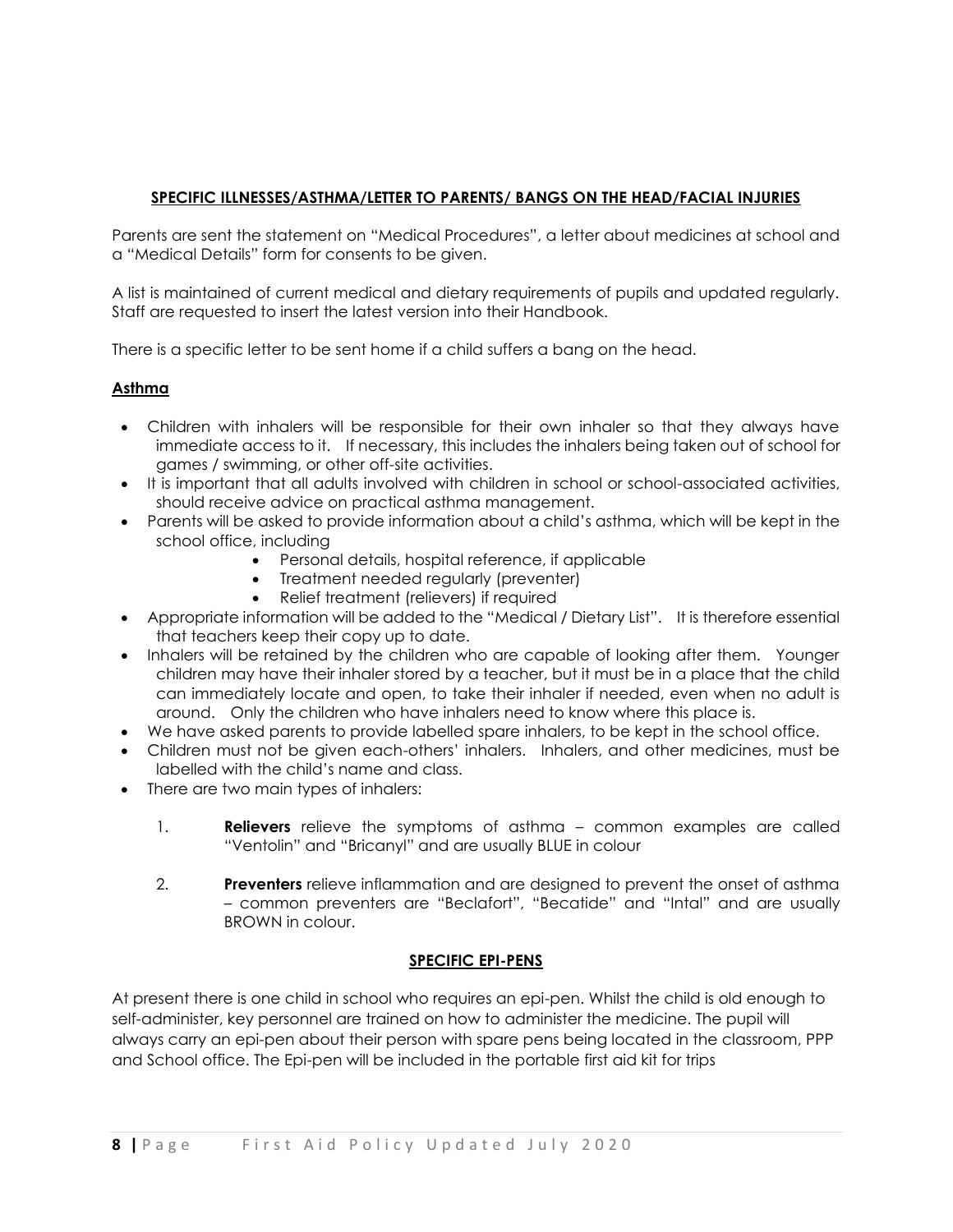## SPECIFIC ILLNESSES/ASTHMA/LETTER TO PARENTS/ BANGS ON THE HEAD/FACIAL INJURIES

Parents are sent the statement on "Medical Procedures", a letter about medicines at school and a "Medical Details" form for consents to be given.

A list is maintained of current medical and dietary requirements of pupils and updated regularly. Staff are requested to insert the latest version into their Handbook.

There is a specific letter to be sent home if a child suffers a bang on the head.

### Asthma

- Children with inhalers will be responsible for their own inhaler so that they always have immediate access to it. If necessary, this includes the inhalers being taken out of school for games / swimming, or other off-site activities.
- It is important that all adults involved with children in school or school-associated activities, should receive advice on practical asthma management.
- Parents will be asked to provide information about a child's asthma, which will be kept in the school office, including
  - Personal details, hospital reference, if applicable
  - Treatment needed regularly (preventer)
  - Relief treatment (relievers) if required
- Appropriate information will be added to the "Medical / Dietary List". It is therefore essential that teachers keep their copy up to date.
- Inhalers will be retained by the children who are capable of looking after them. Younger children may have their inhaler stored by a teacher, but it must be in a place that the child can immediately locate and open, to take their inhaler if needed, even when no adult is around. Only the children who have inhalers need to know where this place is.
- We have asked parents to provide labelled spare inhalers, to be kept in the school office.
- Children must not be given each-others' inhalers. Inhalers, and other medicines, must be labelled with the child's name and class.
- There are two main types of inhalers:

  1. **Relievers** relieve the symptoms of asthma – common examples are called "Ventolin" and "Bricanyl" and are usually BLUE in colour

  2. **Preventers** relieve inflammation and are designed to prevent the onset of asthma – common preventers are "Beclafort", "Becatide" and "Intal" and are usually BROWN in colour.

## SPECIFIC EPI-PENS

At present there is one child in school who requires an epi-pen. Whilst the child is old enough to self-administer, key personnel are trained on how to administer the medicine. The pupil will always carry an epi-pen about their person with spare pens being located in the classroom, PPP and School office. The Epi-pen will be included in the portable first aid kit for trips